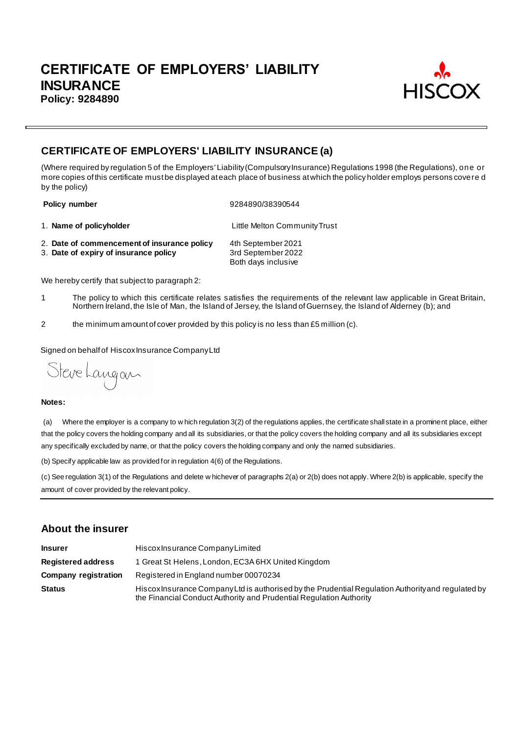# CERTIFICATE OF EMPLOYERS' LIABILITY INSURANCE

**Policy: 9284890**

HISCOX

## CERTIFICATE OF EMPLOYERS' LIABILITY INSURANCE (a)

(Where required by regulation 5 of the Employers' Liability (Compulsory Insurance) Regulations 1998 (the Regulations), one or more copies of this certificate must be displayed at each place of business at which the policy holder employs persons covered by the policy)

| | |
|---|---|
| **Policy number** | 9284890/38390544 |
| 1. **Name of policyholder** | Little Melton Community Trust |
| 2. **Date of commencement of insurance policy** | 4th September 2021 |
| 3. **Date of expiry of insurance policy** | 3rd September 2022<br>Both days inclusive |

We hereby certify that subject to paragraph 2:

1. The policy to which this certificate relates satisfies the requirements of the relevant law applicable in Great Britain, Northern Ireland, the Isle of Man, the Island of Jersey, the Island of Guernsey, the Island of Alderney (b); and

2. the minimum amount of cover provided by this policy is no less than £5 million (c).

Signed on behalf of Hiscox Insurance Company Ltd

Steve Langan

**Notes:**

(a) Where the employer is a company to which regulation 3(2) of the regulations applies, the certificate shall state in a prominent place, either that the policy covers the holding company and all its subsidiaries, or that the policy covers the holding company and all its subsidiaries except any specifically excluded by name, or that the policy covers the holding company and only the named subsidiaries.

(b) Specify applicable law as provided for in regulation 4(6) of the Regulations.

(c) See regulation 3(1) of the Regulations and delete whichever of paragraphs 2(a) or 2(b) does not apply. Where 2(b) is applicable, specify the amount of cover provided by the relevant policy.

## About the insurer

| | |
|---|---|
| **Insurer** | Hiscox Insurance Company Limited |
| **Registered address** | 1 Great St Helens, London, EC3A 6HX United Kingdom |
| **Company registration** | Registered in England number 00070234 |
| **Status** | Hiscox Insurance Company Ltd is authorised by the Prudential Regulation Authority and regulated by the Financial Conduct Authority and Prudential Regulation Authority |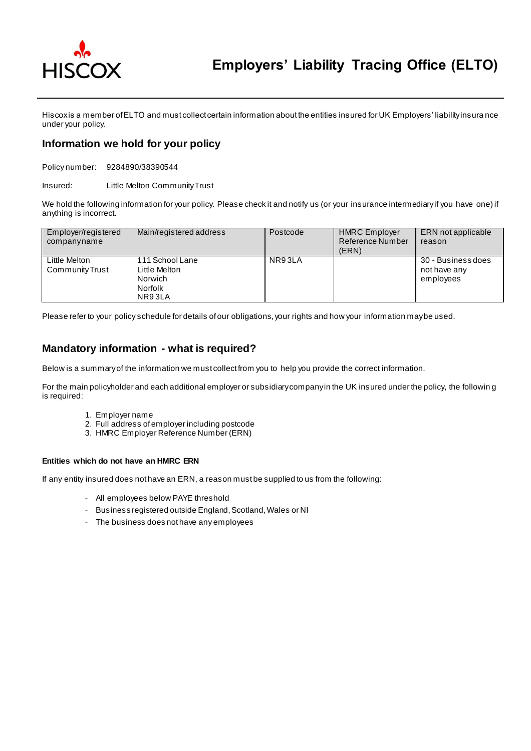HISCOX

# Employers' Liability Tracing Office (ELTO)

Hiscox is a member of ELTO and must collect certain information about the entities insured for UK Employers' liability insurance under your policy.

## Information we hold for your policy

Policy number: 9284890/38390544

Insured: Little Melton Community Trust

We hold the following information for your policy. Please check it and notify us (or your insurance intermediary if you have one) if anything is incorrect.

| Employer/registered company name | Main/registered address | Postcode | HMRC Employer Reference Number (ERN) | ERN not applicable reason |
|---|---|---|---|---|
| Little Melton Community Trust | 111 School Lane<br>Little Melton<br>Norwich<br>Norfolk<br>NR9 3LA | NR9 3LA | | 30 - Business does not have any employees |

Please refer to your policy schedule for details of our obligations, your rights and how your information may be used.

## Mandatory information - what is required?

Below is a summary of the information we must collect from you to help you provide the correct information.

For the main policyholder and each additional employer or subsidiary company in the UK insured under the policy, the following is required:

1. Employer name
2. Full address of employer including postcode
3. HMRC Employer Reference Number (ERN)

#### Entities which do not have an HMRC ERN

If any entity insured does not have an ERN, a reason must be supplied to us from the following:

- All employees below PAYE threshold
- Business registered outside England, Scotland, Wales or NI
- The business does not have any employees